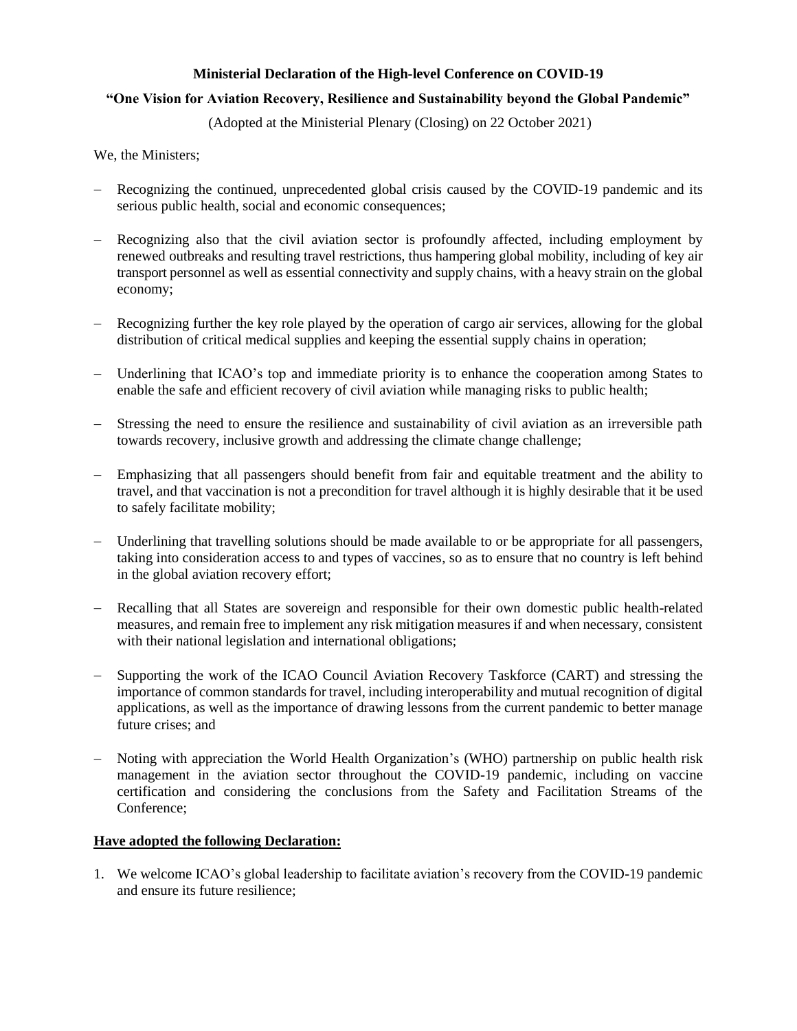**Ministerial Declaration of the High-level Conference on COVID-19**

**"One Vision for Aviation Recovery, Resilience and Sustainability beyond the Global Pandemic"**

(Adopted at the Ministerial Plenary (Closing) on 22 October 2021)

We, the Ministers;

- Recognizing the continued, unprecedented global crisis caused by the COVID-19 pandemic and its serious public health, social and economic consequences;
- Recognizing also that the civil aviation sector is profoundly affected, including employment by renewed outbreaks and resulting travel restrictions, thus hampering global mobility, including of key air transport personnel as well as essential connectivity and supply chains, with a heavy strain on the global economy;
- Recognizing further the key role played by the operation of cargo air services, allowing for the global distribution of critical medical supplies and keeping the essential supply chains in operation;
- Underlining that ICAO's top and immediate priority is to enhance the cooperation among States to enable the safe and efficient recovery of civil aviation while managing risks to public health;
- Stressing the need to ensure the resilience and sustainability of civil aviation as an irreversible path towards recovery, inclusive growth and addressing the climate change challenge;
- Emphasizing that all passengers should benefit from fair and equitable treatment and the ability to travel, and that vaccination is not a precondition for travel although it is highly desirable that it be used to safely facilitate mobility;
- Underlining that travelling solutions should be made available to or be appropriate for all passengers, taking into consideration access to and types of vaccines, so as to ensure that no country is left behind in the global aviation recovery effort;
- Recalling that all States are sovereign and responsible for their own domestic public health-related measures, and remain free to implement any risk mitigation measures if and when necessary, consistent with their national legislation and international obligations;
- Supporting the work of the ICAO Council Aviation Recovery Taskforce (CART) and stressing the importance of common standards for travel, including interoperability and mutual recognition of digital applications, as well as the importance of drawing lessons from the current pandemic to better manage future crises; and
- Noting with appreciation the World Health Organization's (WHO) partnership on public health risk management in the aviation sector throughout the COVID-19 pandemic, including on vaccine certification and considering the conclusions from the Safety and Facilitation Streams of the Conference;

**Have adopted the following Declaration:**

1. We welcome ICAO's global leadership to facilitate aviation's recovery from the COVID-19 pandemic and ensure its future resilience;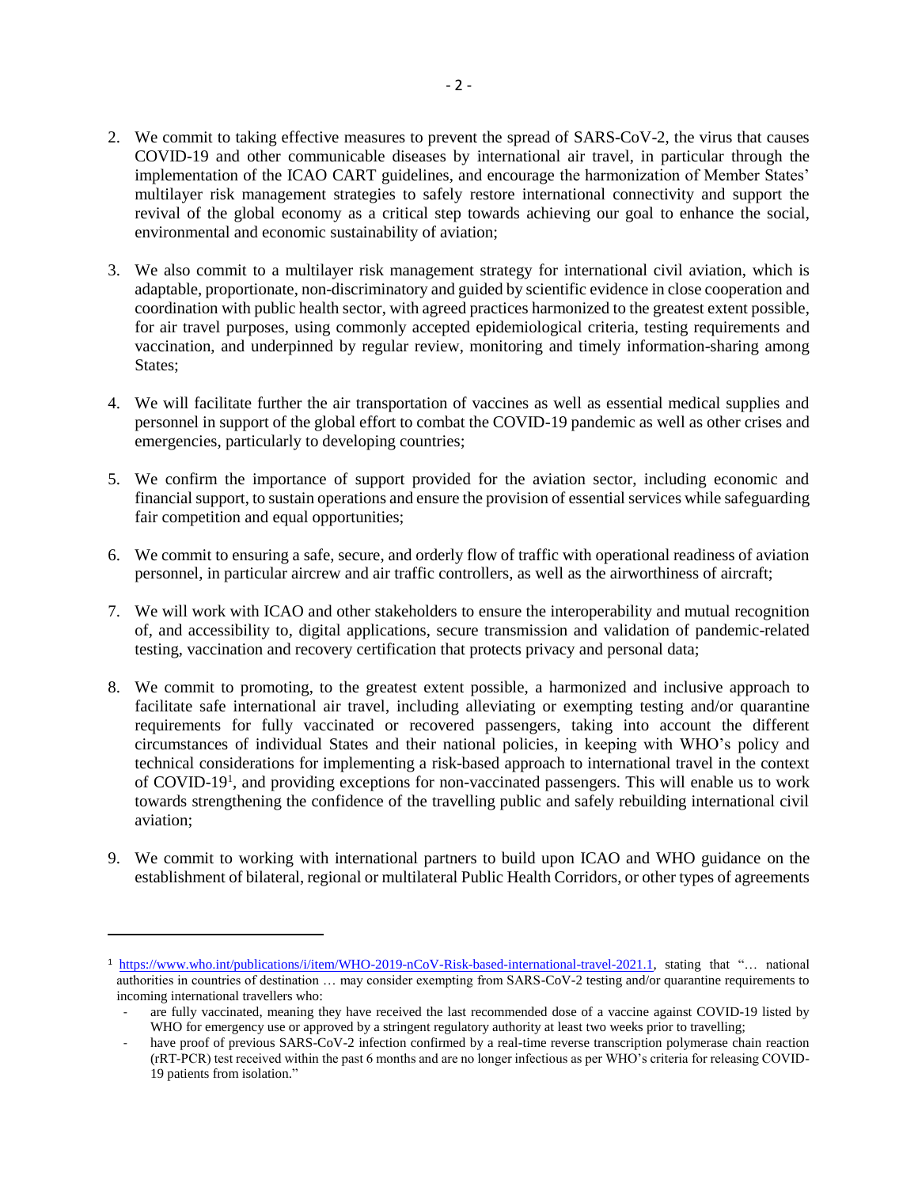2. We commit to taking effective measures to prevent the spread of SARS-CoV-2, the virus that causes COVID-19 and other communicable diseases by international air travel, in particular through the implementation of the ICAO CART guidelines, and encourage the harmonization of Member States' multilayer risk management strategies to safely restore international connectivity and support the revival of the global economy as a critical step towards achieving our goal to enhance the social, environmental and economic sustainability of aviation;

3. We also commit to a multilayer risk management strategy for international civil aviation, which is adaptable, proportionate, non-discriminatory and guided by scientific evidence in close cooperation and coordination with public health sector, with agreed practices harmonized to the greatest extent possible, for air travel purposes, using commonly accepted epidemiological criteria, testing requirements and vaccination, and underpinned by regular review, monitoring and timely information-sharing among States;

4. We will facilitate further the air transportation of vaccines as well as essential medical supplies and personnel in support of the global effort to combat the COVID-19 pandemic as well as other crises and emergencies, particularly to developing countries;

5. We confirm the importance of support provided for the aviation sector, including economic and financial support, to sustain operations and ensure the provision of essential services while safeguarding fair competition and equal opportunities;

6. We commit to ensuring a safe, secure, and orderly flow of traffic with operational readiness of aviation personnel, in particular aircrew and air traffic controllers, as well as the airworthiness of aircraft;

7. We will work with ICAO and other stakeholders to ensure the interoperability and mutual recognition of, and accessibility to, digital applications, secure transmission and validation of pandemic-related testing, vaccination and recovery certification that protects privacy and personal data;

8. We commit to promoting, to the greatest extent possible, a harmonized and inclusive approach to facilitate safe international air travel, including alleviating or exempting testing and/or quarantine requirements for fully vaccinated or recovered passengers, taking into account the different circumstances of individual States and their national policies, in keeping with WHO's policy and technical considerations for implementing a risk-based approach to international travel in the context of COVID-19[1], and providing exceptions for non-vaccinated passengers. This will enable us to work towards strengthening the confidence of the travelling public and safely rebuilding international civil aviation;

9. We commit to working with international partners to build upon ICAO and WHO guidance on the establishment of bilateral, regional or multilateral Public Health Corridors, or other types of agreements

---

[1] https://www.who.int/publications/i/item/WHO-2019-nCoV-Risk-based-international-travel-2021.1, stating that "… national authorities in countries of destination … may consider exempting from SARS-CoV-2 testing and/or quarantine requirements to incoming international travellers who:

- are fully vaccinated, meaning they have received the last recommended dose of a vaccine against COVID-19 listed by WHO for emergency use or approved by a stringent regulatory authority at least two weeks prior to travelling;
- have proof of previous SARS-CoV-2 infection confirmed by a real-time reverse transcription polymerase chain reaction (rRT-PCR) test received within the past 6 months and are no longer infectious as per WHO's criteria for releasing COVID-19 patients from isolation."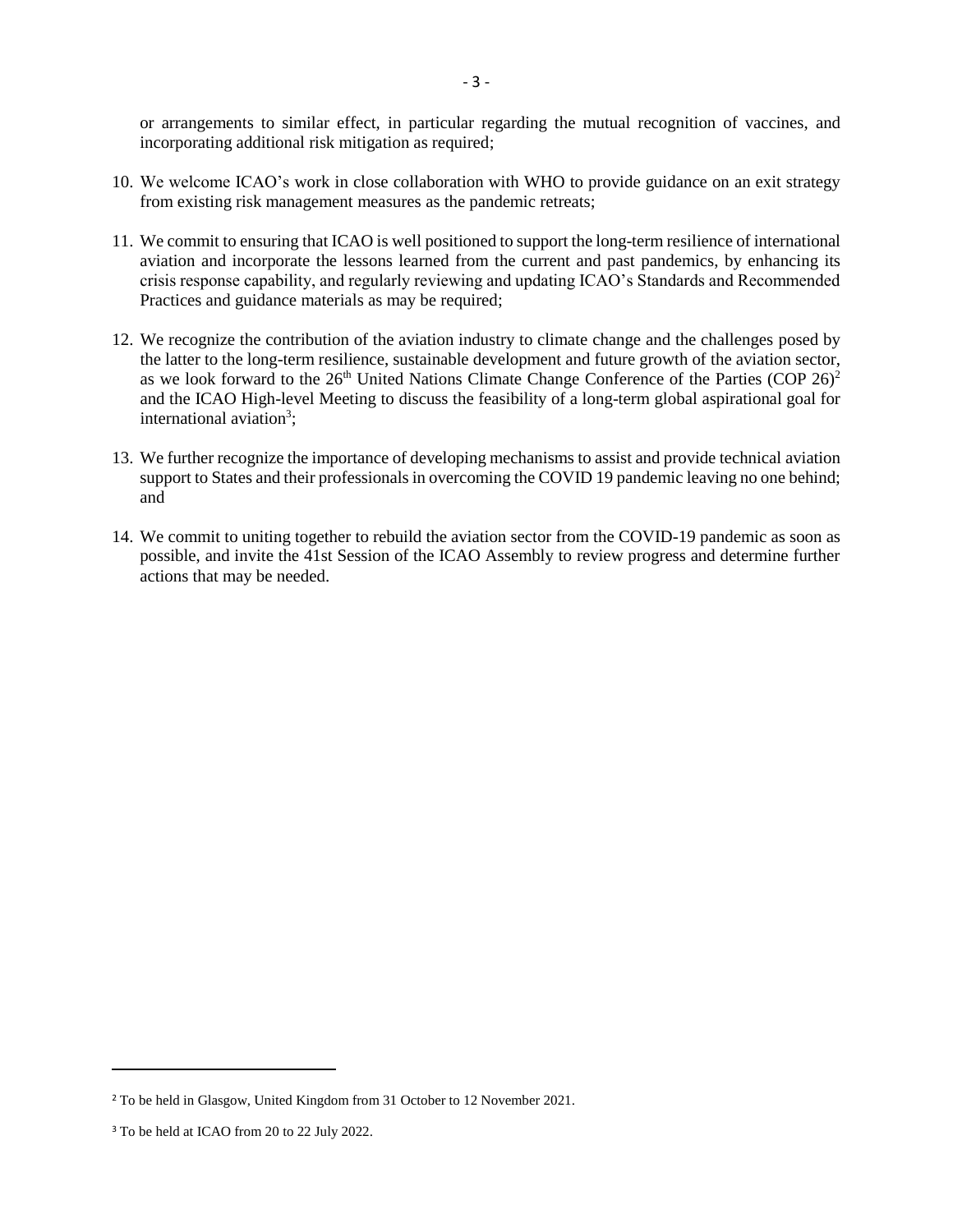or arrangements to similar effect, in particular regarding the mutual recognition of vaccines, and incorporating additional risk mitigation as required;

10. We welcome ICAO's work in close collaboration with WHO to provide guidance on an exit strategy from existing risk management measures as the pandemic retreats;

11. We commit to ensuring that ICAO is well positioned to support the long-term resilience of international aviation and incorporate the lessons learned from the current and past pandemics, by enhancing its crisis response capability, and regularly reviewing and updating ICAO's Standards and Recommended Practices and guidance materials as may be required;

12. We recognize the contribution of the aviation industry to climate change and the challenges posed by the latter to the long-term resilience, sustainable development and future growth of the aviation sector, as we look forward to the 26th United Nations Climate Change Conference of the Parties (COP 26)[2] and the ICAO High-level Meeting to discuss the feasibility of a long-term global aspirational goal for international aviation[3];

13. We further recognize the importance of developing mechanisms to assist and provide technical aviation support to States and their professionals in overcoming the COVID 19 pandemic leaving no one behind; and

14. We commit to uniting together to rebuild the aviation sector from the COVID-19 pandemic as soon as possible, and invite the 41st Session of the ICAO Assembly to review progress and determine further actions that may be needed.

---

[2] To be held in Glasgow, United Kingdom from 31 October to 12 November 2021.

[3] To be held at ICAO from 20 to 22 July 2022.